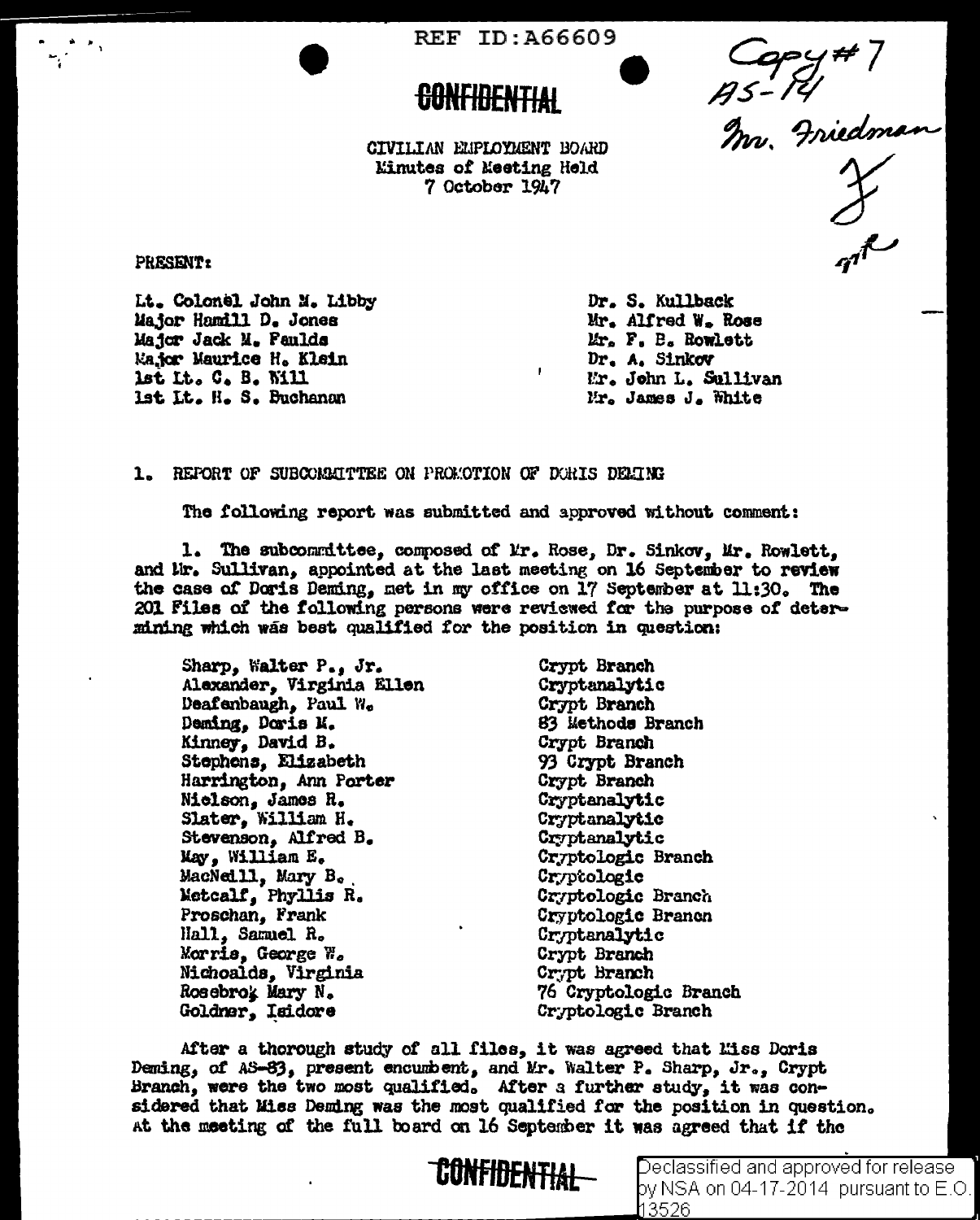REF ID:A66609

Copy #7
AS-14
Mr. Friedman

**CONFIDENTIAL**

CIVILIAN EMPLOYMENT BOARD
Minutes of Meeting Held
7 October 1947

PRESENT:

| | |
|---|---|
| Lt. Colonel John M. Libby | Dr. S. Kullback |
| Major Hamill D. Jones | Mr. Alfred W. Rose |
| Major Jack M. Faulds | Mr. F. B. Rowlett |
| Major Maurice H. Klein | Dr. A. Sinkov |
| 1st Lt. C. B. Will | Mr. John L. Sullivan |
| 1st Lt. H. S. Buchanan | Mr. James J. White |

1. REPORT OF SUBCOMMITTEE ON PROMOTION OF DORIS DEMING

The following report was submitted and approved without comment:

1. The subcommittee, composed of Mr. Rose, Dr. Sinkov, Mr. Rowlett, and Mr. Sullivan, appointed at the last meeting on 16 September to review the case of Doris Deming, met in my office on 17 September at 11:30. The 201 Files of the following persons were reviewed for the purpose of determining which was best qualified for the position in question:

| | |
|---|---|
| Sharp, Walter P., Jr. | Crypt Branch |
| Alexander, Virginia Ellen | Cryptanalytic |
| Deafenbaugh, Paul W. | Crypt Branch |
| Deming, Doris M. | 83 Methods Branch |
| Kinney, David B. | Crypt Branch |
| Stephens, Elizabeth | 93 Crypt Branch |
| Harrington, Ann Porter | Crypt Branch |
| Nielson, James R. | Cryptanalytic |
| Slater, William H. | Cryptanalytic |
| Stevenson, Alfred B. | Cryptanalytic |
| May, William E. | Cryptologic Branch |
| MacNeill, Mary B. | Cryptologic |
| Metcalf, Phyllis R. | Cryptologic Branch |
| Proschan, Frank | Cryptologic Branch |
| Hall, Samuel R. | Cryptanalytic |
| Morris, George W. | Crypt Branch |
| Nichoalds, Virginia | Crypt Branch |
| Rosebrok Mary N. | 76 Cryptologic Branch |
| Goldner, Isidore | Cryptologic Branch |

After a thorough study of all files, it was agreed that Miss Doris Deming, of AS-83, present encumbent, and Mr. Walter P. Sharp, Jr., Crypt Branch, were the two most qualified. After a further study, it was considered that Miss Deming was the most qualified for the position in question. At the meeting of the full board on 16 September it was agreed that if the

**CONFIDENTIAL**

Declassified and approved for release by NSA on 04-17-2014 pursuant to E.O. 13526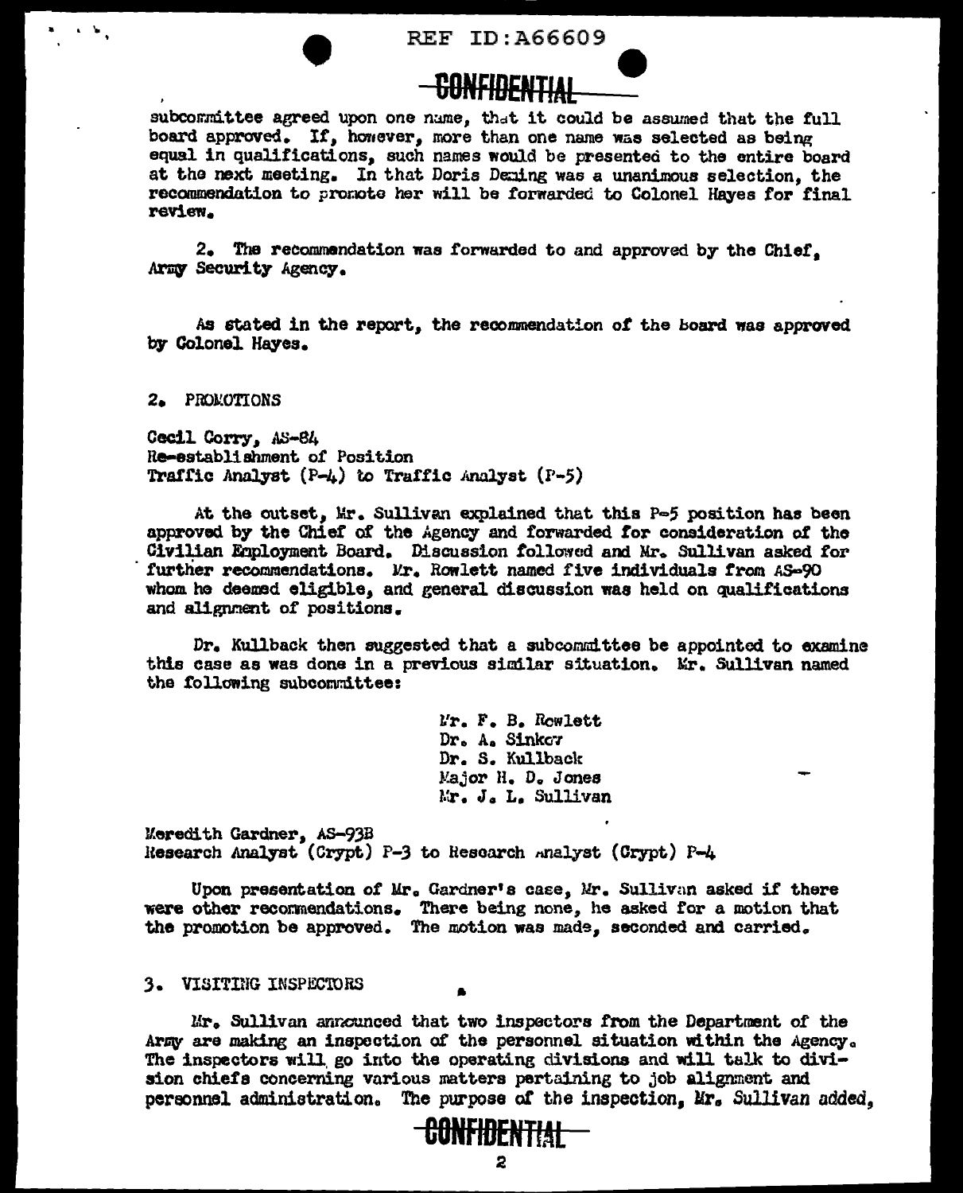subcommittee agreed upon one name, that it could be assumed that the full board approved. If, however, more than one name was selected as being equal in qualifications, such names would be presented to the entire board at the next meeting. In that Doris Deming was a unanimous selection, the recommendation to promote her will be forwarded to Colonel Hayes for final review.

2. The recommendation was forwarded to and approved by the Chief, Army Security Agency.

As stated in the report, the recommendation of the board was approved by Colonel Hayes.

2. PROMOTIONS

Cecil Corry, AS-84
Re-establishment of Position
Traffic Analyst (P-4) to Traffic Analyst (P-5)

At the outset, Mr. Sullivan explained that this P-5 position has been approved by the Chief of the Agency and forwarded for consideration of the Civilian Employment Board. Discussion followed and Mr. Sullivan asked for further recommendations. Mr. Rowlett named five individuals from AS-90 whom he deemed eligible, and general discussion was held on qualifications and alignment of positions.

Dr. Kullback then suggested that a subcommittee be appointed to examine this case as was done in a previous similar situation. Mr. Sullivan named the following subcommittee:

Mr. F. B. Rowlett
Dr. A. Sinkov
Dr. S. Kullback
Major H. D. Jones
Mr. J. L. Sullivan

Meredith Gardner, AS-93B
Research Analyst (Crypt) P-3 to Research Analyst (Crypt) P-4

Upon presentation of Mr. Gardner's case, Mr. Sullivan asked if there were other recommendations. There being none, he asked for a motion that the promotion be approved. The motion was made, seconded and carried.

3. VISITING INSPECTORS

Mr. Sullivan announced that two inspectors from the Department of the Army are making an inspection of the personnel situation within the Agency. The inspectors will go into the operating divisions and will talk to division chiefs concerning various matters pertaining to job alignment and personnel administration. The purpose of the inspection, Mr. Sullivan added,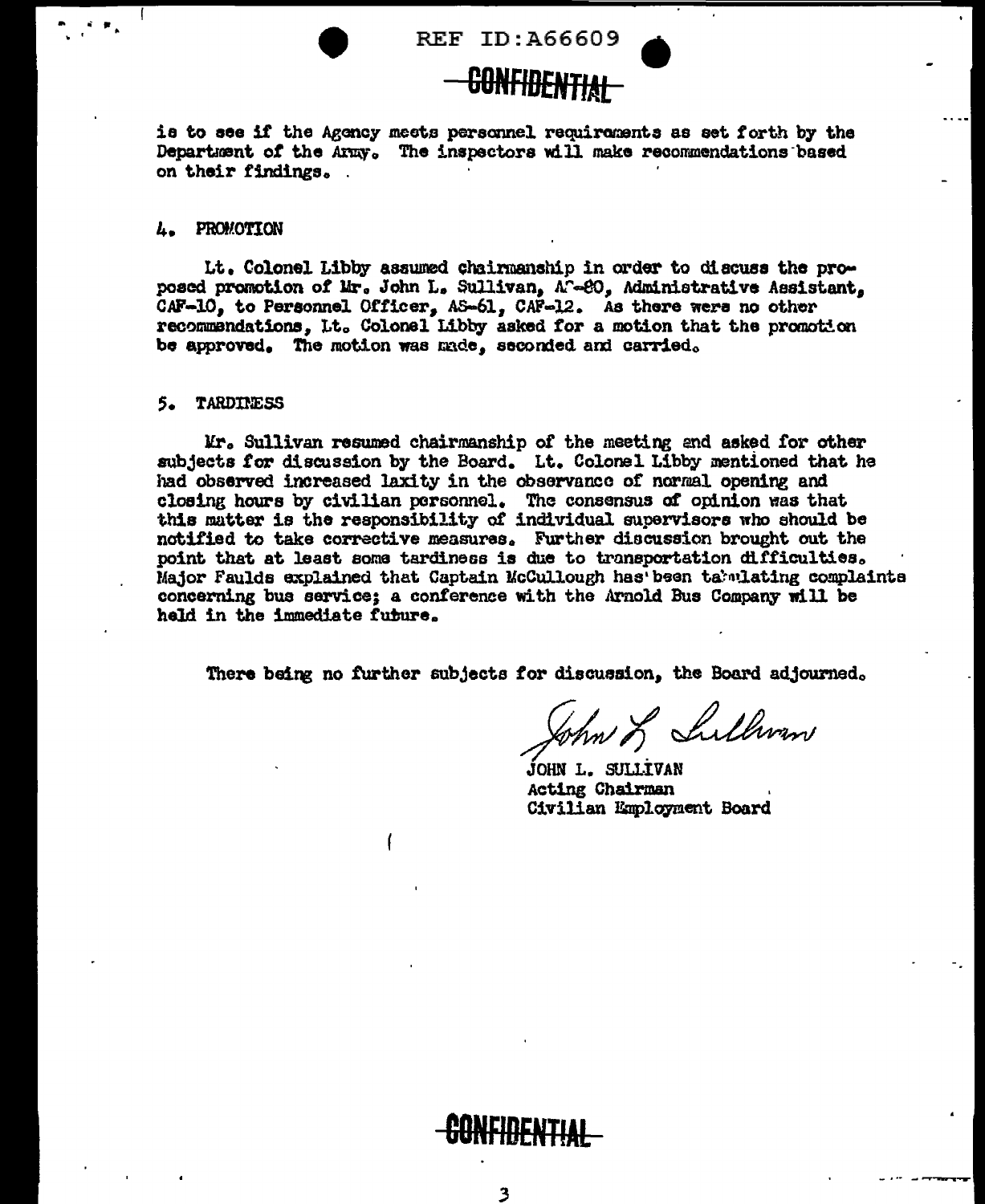is to see if the Agency meets personnel requirements as set forth by the Department of the Army. The inspectors will make recommendations based on their findings.

4. PROMOTION

Lt. Colonel Libby assumed chairmanship in order to discuss the proposed promotion of Mr. John L. Sullivan, AG-80, Administrative Assistant, CAF-10, to Personnel Officer, AS-61, CAF-12. As there were no other recommendations, Lt. Colonel Libby asked for a motion that the promotion be approved. The motion was made, seconded and carried.

5. TARDINESS

Mr. Sullivan resumed chairmanship of the meeting and asked for other subjects for discussion by the Board. Lt. Colonel Libby mentioned that he had observed increased laxity in the observance of normal opening and closing hours by civilian personnel. The consensus of opinion was that this matter is the responsibility of individual supervisors who should be notified to take corrective measures. Further discussion brought out the point that at least some tardiness is due to transportation difficulties. Major Faulds explained that Captain McCullough has been tabulating complaints concerning bus service; a conference with the Arnold Bus Company will be held in the immediate future.

There being no further subjects for discussion, the Board adjourned.

John L. Sullivan

JOHN L. SULLIVAN
Acting Chairman
Civilian Employment Board